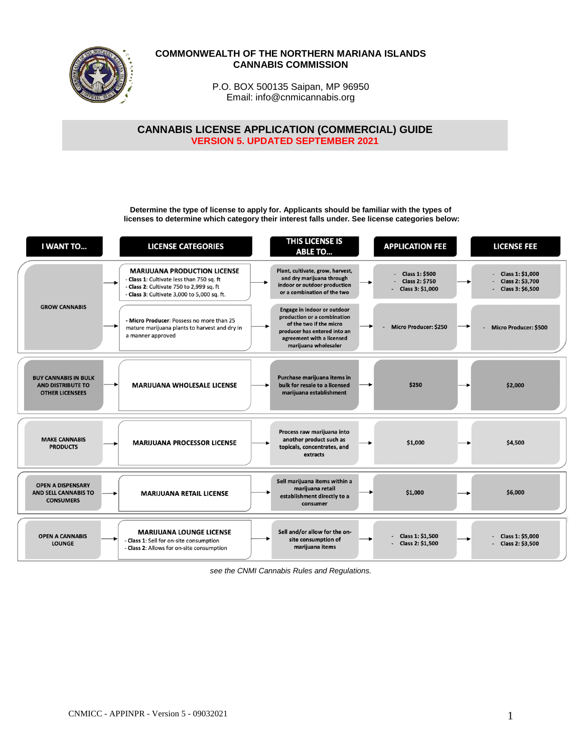# COMMONWEALTH OF THE NORTHERN MARIANA ISLANDS
# CANNABIS COMMISSION

P.O. BOX 500135 Saipan, MP 96950
Email: info@cnmicannabis.org

## CANNABIS LICENSE APPLICATION (COMMERCIAL) GUIDE

**VERSION 5. UPDATED SEPTEMBER 2021**

**Determine the type of license to apply for. Applicants should be familiar with the types of licenses to determine which category their interest falls under. See license categories below:**

| I WANT TO... | LICENSE CATEGORIES | THIS LICENSE IS ABLE TO... | APPLICATION FEE | LICENSE FEE |
|---|---|---|---|---|
| GROW CANNABIS | **MARIJUANA PRODUCTION LICENSE**<br>- **Class 1**: Cultivate less than 750 sq. ft<br>- **Class 2**: Cultivate 750 to 2,999 sq. ft<br>- **Class 3**: Cultivate 3,000 to 5,000 sq. ft. | Plant, cultivate, grow, harvest, and dry marijuana through indoor or outdoor production or a combination of the two | - Class 1: $500<br>- Class 2: $750<br>- Class 3: $1,000 | - Class 1: $1,000<br>- Class 2: $3,700<br>- Class 3: $6,500 |
| | - **Micro Producer**: Possess no more than 25 mature marijuana plants to harvest and dry in a manner approved | Engage in indoor or outdoor production or a combination of the two if the micro producer has entered into an agreement with a licensed marijuana wholesaler | - Micro Producer: $250 | - Micro Producer: $500 |
| BUY CANNABIS IN BULK AND DISTRIBUTE TO OTHER LICENSEES | MARIJUANA WHOLESALE LICENSE | Purchase marijuana items in bulk for resale to a licensed marijuana establishment | $250 | $2,000 |
| MAKE CANNABIS PRODUCTS | MARIJUANA PROCESSOR LICENSE | Process raw marijuana into another product such as topicals, concentrates, and extracts | $1,000 | $4,500 |
| OPEN A DISPENSARY AND SELL CANNABIS TO CONSUMERS | MARIJUANA RETAIL LICENSE | Sell marijuana items within a marijuana retail establishment directly to a consumer | $1,000 | $6,000 |
| OPEN A CANNABIS LOUNGE | **MARIJUANA LOUNGE LICENSE**<br>- **Class 1**: Sell for on-site consumption<br>- **Class 2**: Allows for on-site consumption | Sell and/or allow for the on-site consumption of marijuana items | - Class 1: $1,500<br>- Class 2: $1,500 | - Class 1: $5,000<br>- Class 2: $3,500 |

*see the CNMI Cannabis Rules and Regulations.*

CNMICC - APPINPR - Version 5 - 09032021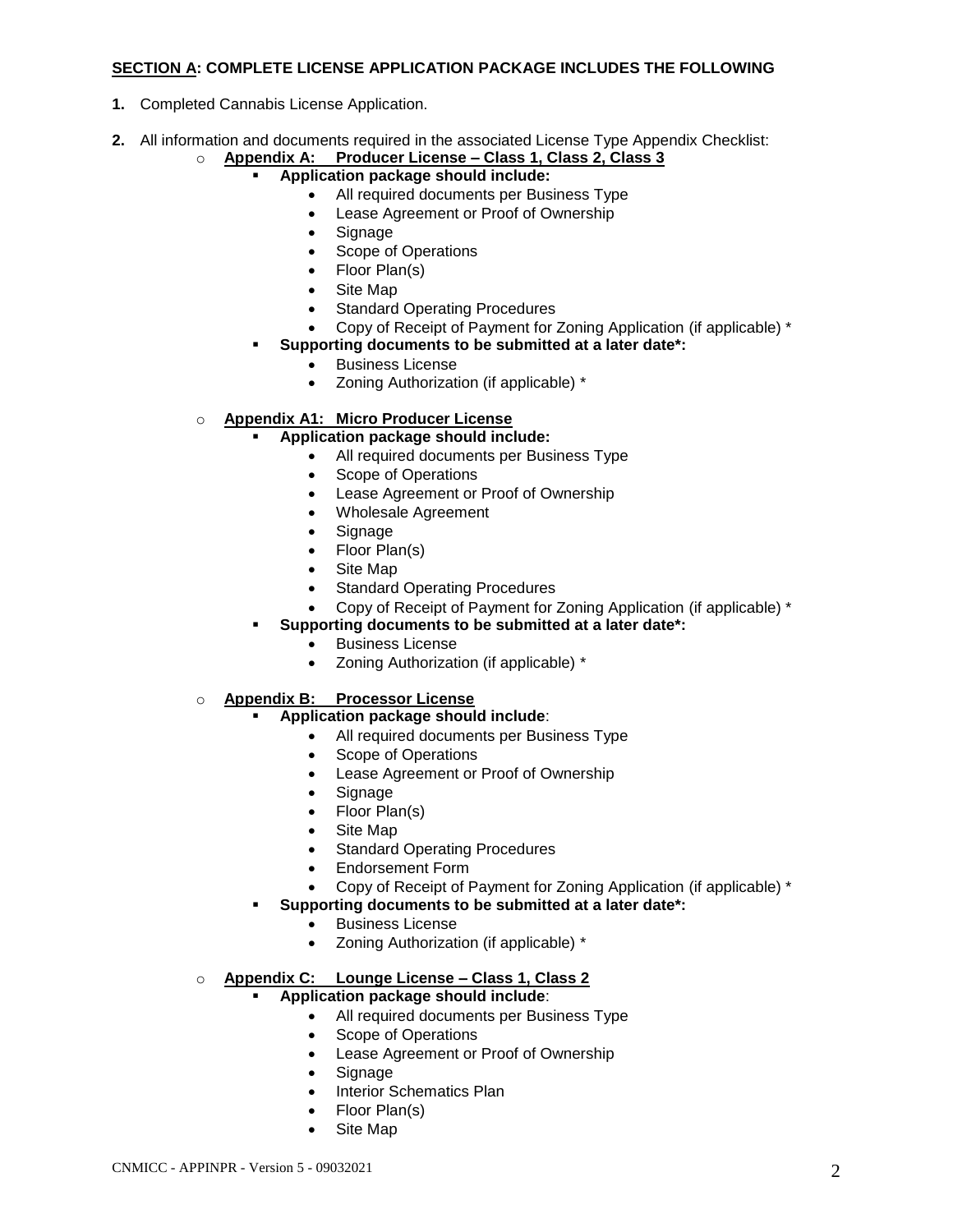**<u>SECTION A</u>: COMPLETE LICENSE APPLICATION PACKAGE INCLUDES THE FOLLOWING**

1. Completed Cannabis License Application.

2. All information and documents required in the associated License Type Appendix Checklist:
   - **<u>Appendix A: Producer License – Class 1, Class 2, Class 3</u>**
     - **Application package should include:**
       - All required documents per Business Type
       - Lease Agreement or Proof of Ownership
       - Signage
       - Scope of Operations
       - Floor Plan(s)
       - Site Map
       - Standard Operating Procedures
       - Copy of Receipt of Payment for Zoning Application (if applicable) *
     - **Supporting documents to be submitted at a later date*:**
       - Business License
       - Zoning Authorization (if applicable) *

   - **<u>Appendix A1: Micro Producer License</u>**
     - **Application package should include:**
       - All required documents per Business Type
       - Scope of Operations
       - Lease Agreement or Proof of Ownership
       - Wholesale Agreement
       - Signage
       - Floor Plan(s)
       - Site Map
       - Standard Operating Procedures
       - Copy of Receipt of Payment for Zoning Application (if applicable) *
     - **Supporting documents to be submitted at a later date*:**
       - Business License
       - Zoning Authorization (if applicable) *

   - **<u>Appendix B: Processor License</u>**
     - **Application package should include**:
       - All required documents per Business Type
       - Scope of Operations
       - Lease Agreement or Proof of Ownership
       - Signage
       - Floor Plan(s)
       - Site Map
       - Standard Operating Procedures
       - Endorsement Form
       - Copy of Receipt of Payment for Zoning Application (if applicable) *
     - **Supporting documents to be submitted at a later date*:**
       - Business License
       - Zoning Authorization (if applicable) *

   - **<u>Appendix C: Lounge License – Class 1, Class 2</u>**
     - **Application package should include**:
       - All required documents per Business Type
       - Scope of Operations
       - Lease Agreement or Proof of Ownership
       - Signage
       - Interior Schematics Plan
       - Floor Plan(s)
       - Site Map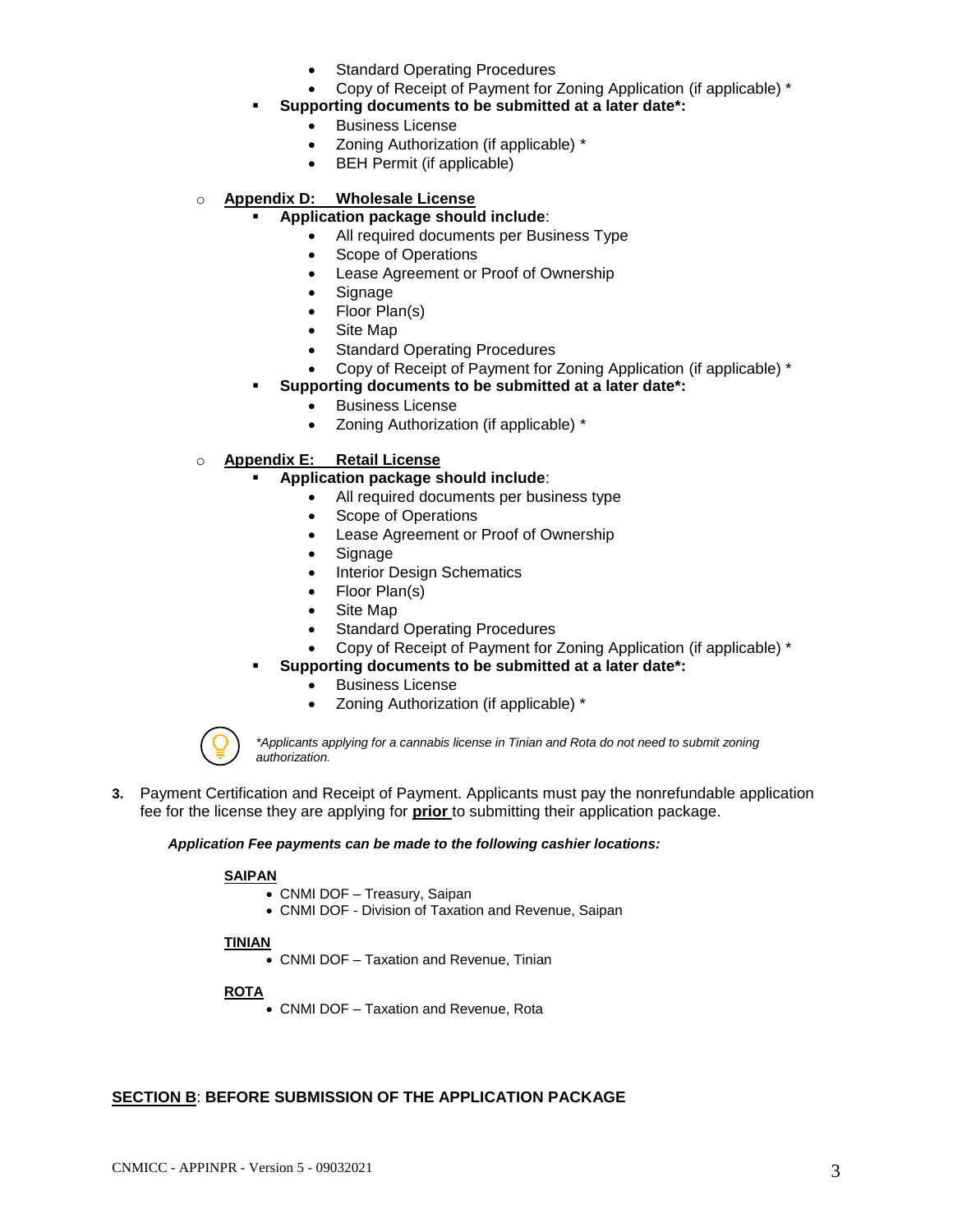- Standard Operating Procedures
- Copy of Receipt of Payment for Zoning Application (if applicable) *

- **Supporting documents to be submitted at a later date*:**
  - Business License
  - Zoning Authorization (if applicable) *
  - BEH Permit (if applicable)

- **<u>Appendix D: Wholesale License</u>**
  - **Application package should include**:
    - All required documents per Business Type
    - Scope of Operations
    - Lease Agreement or Proof of Ownership
    - Signage
    - Floor Plan(s)
    - Site Map
    - Standard Operating Procedures
    - Copy of Receipt of Payment for Zoning Application (if applicable) *
  - **Supporting documents to be submitted at a later date*:**
    - Business License
    - Zoning Authorization (if applicable) *

- **<u>Appendix E: Retail License</u>**
  - **Application package should include**:
    - All required documents per business type
    - Scope of Operations
    - Lease Agreement or Proof of Ownership
    - Signage
    - Interior Design Schematics
    - Floor Plan(s)
    - Site Map
    - Standard Operating Procedures
    - Copy of Receipt of Payment for Zoning Application (if applicable) *
  - **Supporting documents to be submitted at a later date*:**
    - Business License
    - Zoning Authorization (if applicable) *

*\*Applicants applying for a cannabis license in Tinian and Rota do not need to submit zoning authorization.*

**3.** Payment Certification and Receipt of Payment. Applicants must pay the nonrefundable application fee for the license they are applying for **<u>prior</u>** to submitting their application package.

***Application Fee payments can be made to the following cashier locations:***

**<u>SAIPAN</u>**
- CNMI DOF – Treasury, Saipan
- CNMI DOF - Division of Taxation and Revenue, Saipan

**<u>TINIAN</u>**
- CNMI DOF – Taxation and Revenue, Tinian

**<u>ROTA</u>**
- CNMI DOF – Taxation and Revenue, Rota

## <u>SECTION B</u>: BEFORE SUBMISSION OF THE APPLICATION PACKAGE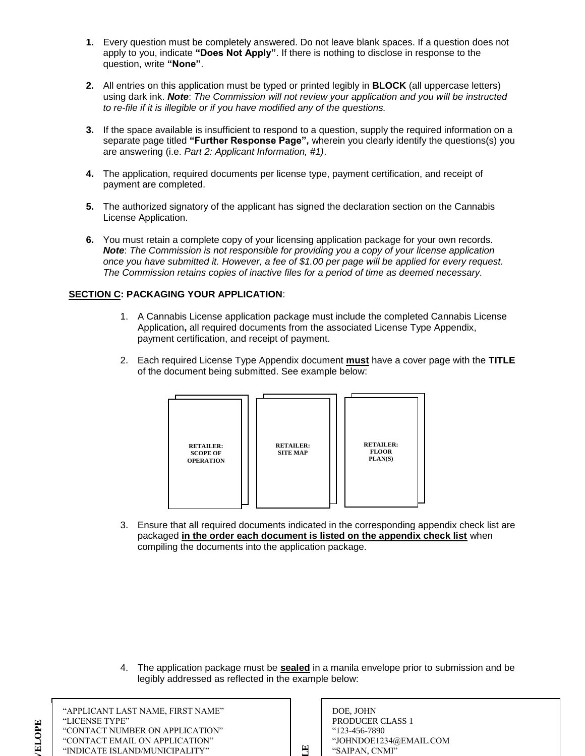1. Every question must be completely answered. Do not leave blank spaces. If a question does not apply to you, indicate **"Does Not Apply"**. If there is nothing to disclose in response to the question, write **"None"**.

2. All entries on this application must be typed or printed legibly in **BLOCK** (all uppercase letters) using dark ink. ***Note***: *The Commission will not review your application and you will be instructed to re-file if it is illegible or if you have modified any of the questions.*

3. If the space available is insufficient to respond to a question, supply the required information on a separate page titled **"Further Response Page",** wherein you clearly identify the questions(s) you are answering (i.e. *Part 2: Applicant Information, #1)*.

4. The application, required documents per license type, payment certification, and receipt of payment are completed.

5. The authorized signatory of the applicant has signed the declaration section on the Cannabis License Application.

6. You must retain a complete copy of your licensing application package for your own records. ***Note***: *The Commission is not responsible for providing you a copy of your license application once you have submitted it. However, a fee of $1.00 per page will be applied for every request. The Commission retains copies of inactive files for a period of time as deemed necessary.*

**SECTION C: PACKAGING YOUR APPLICATION**:

1. A Cannabis License application package must include the completed Cannabis License Application**,** all required documents from the associated License Type Appendix, payment certification, and receipt of payment.

2. Each required License Type Appendix document **must** have a cover page with the **TITLE** of the document being submitted. See example below:

| RETAILER: SCOPE OF OPERATION | RETAILER: SITE MAP | RETAILER: FLOOR PLAN(S) |
|---|---|---|

3. Ensure that all required documents indicated in the corresponding appendix check list are packaged **in the order each document is listed on the appendix check list** when compiling the documents into the application package.

4. The application package must be **sealed** in a manila envelope prior to submission and be legibly addressed as reflected in the example below:

| ENVELOPE | SAMPLE |
|---|---|
| "APPLICANT LAST NAME, FIRST NAME"<br>"LICENSE TYPE"<br>"CONTACT NUMBER ON APPLICATION"<br>"CONTACT EMAIL ON APPLICATION"<br>"INDICATE ISLAND/MUNICIPALITY" | DOE, JOHN<br>PRODUCER CLASS 1<br>"123-456-7890<br>"JOHNDOE1234@EMAIL.COM<br>"SAIPAN, CNMI" |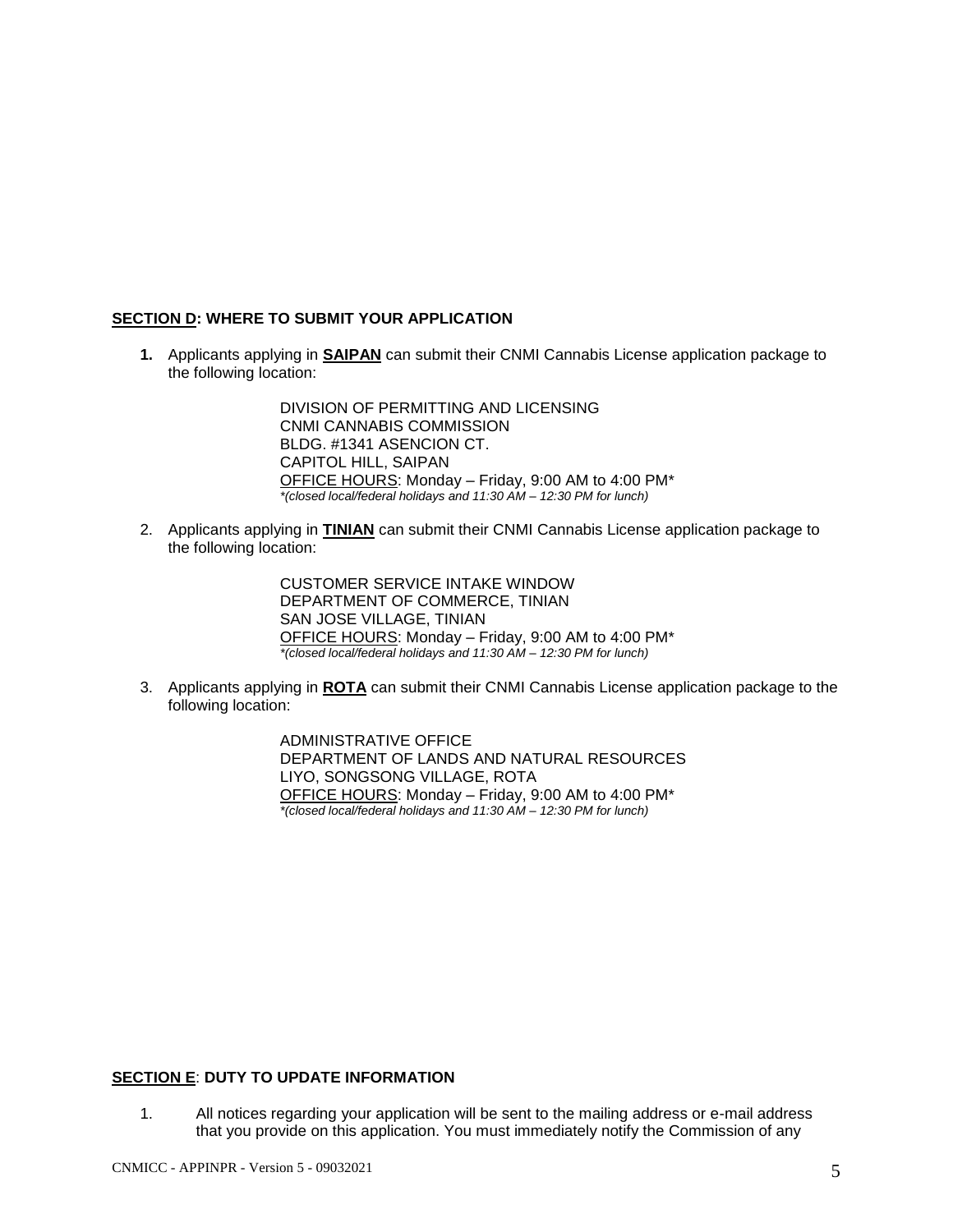## SECTION D: WHERE TO SUBMIT YOUR APPLICATION

1. Applicants applying in **SAIPAN** can submit their CNMI Cannabis License application package to the following location:

   DIVISION OF PERMITTING AND LICENSING
   CNMI CANNABIS COMMISSION
   BLDG. #1341 ASENCION CT.
   CAPITOL HILL, SAIPAN
   OFFICE HOURS: Monday – Friday, 9:00 AM to 4:00 PM*
   *\*(closed local/federal holidays and 11:30 AM – 12:30 PM for lunch)*

2. Applicants applying in **TINIAN** can submit their CNMI Cannabis License application package to the following location:

   CUSTOMER SERVICE INTAKE WINDOW
   DEPARTMENT OF COMMERCE, TINIAN
   SAN JOSE VILLAGE, TINIAN
   OFFICE HOURS: Monday – Friday, 9:00 AM to 4:00 PM*
   *\*(closed local/federal holidays and 11:30 AM – 12:30 PM for lunch)*

3. Applicants applying in **ROTA** can submit their CNMI Cannabis License application package to the following location:

   ADMINISTRATIVE OFFICE
   DEPARTMENT OF LANDS AND NATURAL RESOURCES
   LIYO, SONGSONG VILLAGE, ROTA
   OFFICE HOURS: Monday – Friday, 9:00 AM to 4:00 PM*
   *\*(closed local/federal holidays and 11:30 AM – 12:30 PM for lunch)*

## SECTION E: DUTY TO UPDATE INFORMATION

1. All notices regarding your application will be sent to the mailing address or e-mail address that you provide on this application. You must immediately notify the Commission of any

CNMICC - APPINPR - Version 5 - 09032021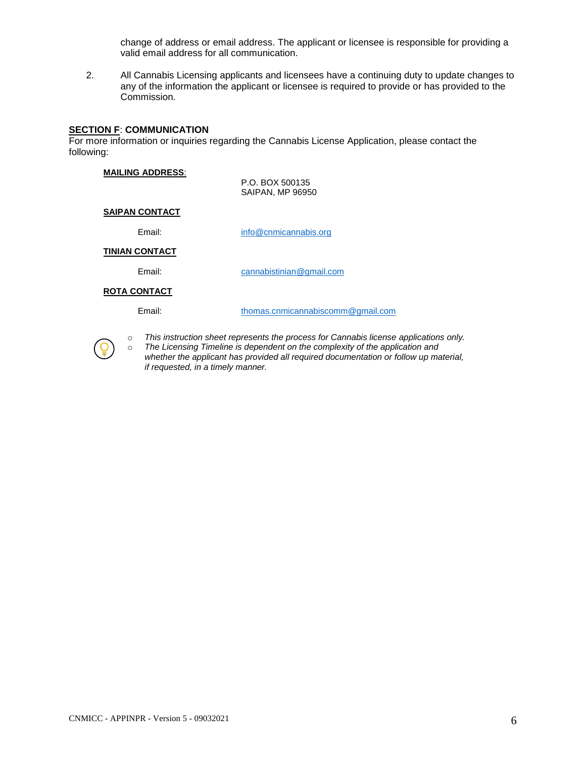change of address or email address. The applicant or licensee is responsible for providing a valid email address for all communication.

2. All Cannabis Licensing applicants and licensees have a continuing duty to update changes to any of the information the applicant or licensee is required to provide or has provided to the Commission.

**SECTION F**: **COMMUNICATION**

For more information or inquiries regarding the Cannabis License Application, please contact the following:

**MAILING ADDRESS**:

P.O. BOX 500135
SAIPAN, MP 96950

**SAIPAN CONTACT**

Email: info@cnmicannabis.org

**TINIAN CONTACT**

Email: cannabistinian@gmail.com

**ROTA CONTACT**

Email: thomas.cnmicannabiscomm@gmail.com

- *This instruction sheet represents the process for Cannabis license applications only.*
- *The Licensing Timeline is dependent on the complexity of the application and whether the applicant has provided all required documentation or follow up material, if requested, in a timely manner.*